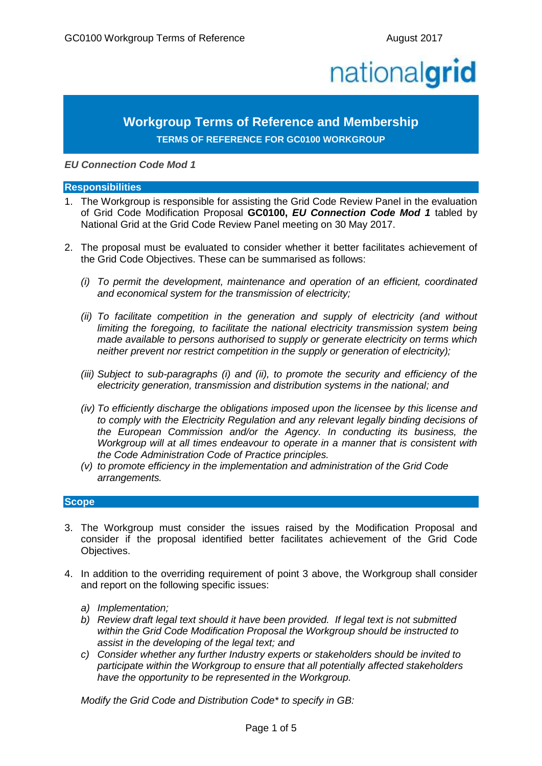# Workgroup Terms of Reference and Membership

## TERMS OF REFERENCE FOR GC0100 WORKGROUP

***EU Connection Code Mod 1***

## Responsibilities

1. The Workgroup is responsible for assisting the Grid Code Review Panel in the evaluation of Grid Code Modification Proposal **GC0100, *EU Connection Code Mod 1*** tabled by National Grid at the Grid Code Review Panel meeting on 30 May 2017.

2. The proposal must be evaluated to consider whether it better facilitates achievement of the Grid Code Objectives. These can be summarised as follows:

   *(i) To permit the development, maintenance and operation of an efficient, coordinated and economical system for the transmission of electricity;*

   *(ii) To facilitate competition in the generation and supply of electricity (and without limiting the foregoing, to facilitate the national electricity transmission system being made available to persons authorised to supply or generate electricity on terms which neither prevent nor restrict competition in the supply or generation of electricity);*

   *(iii) Subject to sub-paragraphs (i) and (ii), to promote the security and efficiency of the electricity generation, transmission and distribution systems in the national; and*

   *(iv) To efficiently discharge the obligations imposed upon the licensee by this license and to comply with the Electricity Regulation and any relevant legally binding decisions of the European Commission and/or the Agency. In conducting its business, the Workgroup will at all times endeavour to operate in a manner that is consistent with the Code Administration Code of Practice principles.*

   *(v) to promote efficiency in the implementation and administration of the Grid Code arrangements.*

## Scope

3. The Workgroup must consider the issues raised by the Modification Proposal and consider if the proposal identified better facilitates achievement of the Grid Code Objectives.

4. In addition to the overriding requirement of point 3 above, the Workgroup shall consider and report on the following specific issues:

   *a) Implementation;*

   *b) Review draft legal text should it have been provided. If legal text is not submitted within the Grid Code Modification Proposal the Workgroup should be instructed to assist in the developing of the legal text; and*

   *c) Consider whether any further Industry experts or stakeholders should be invited to participate within the Workgroup to ensure that all potentially affected stakeholders have the opportunity to be represented in the Workgroup.*

   *Modify the Grid Code and Distribution Code\* to specify in GB:*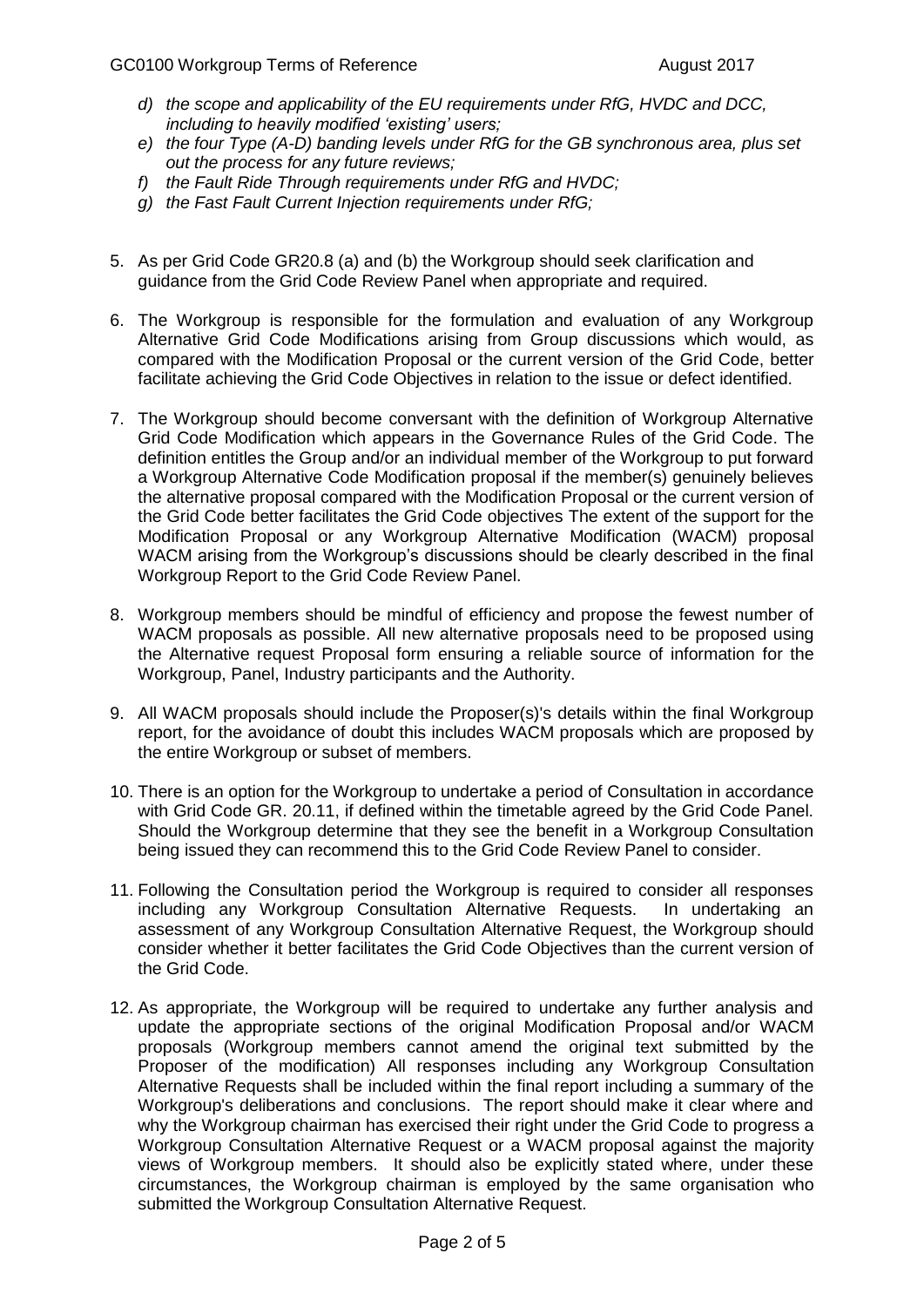- *d) the scope and applicability of the EU requirements under RfG, HVDC and DCC, including to heavily modified 'existing' users;*
- *e) the four Type (A-D) banding levels under RfG for the GB synchronous area, plus set out the process for any future reviews;*
- *f) the Fault Ride Through requirements under RfG and HVDC;*
- *g) the Fast Fault Current Injection requirements under RfG;*

5. As per Grid Code GR20.8 (a) and (b) the Workgroup should seek clarification and guidance from the Grid Code Review Panel when appropriate and required.

6. The Workgroup is responsible for the formulation and evaluation of any Workgroup Alternative Grid Code Modifications arising from Group discussions which would, as compared with the Modification Proposal or the current version of the Grid Code, better facilitate achieving the Grid Code Objectives in relation to the issue or defect identified.

7. The Workgroup should become conversant with the definition of Workgroup Alternative Grid Code Modification which appears in the Governance Rules of the Grid Code. The definition entitles the Group and/or an individual member of the Workgroup to put forward a Workgroup Alternative Code Modification proposal if the member(s) genuinely believes the alternative proposal compared with the Modification Proposal or the current version of the Grid Code better facilitates the Grid Code objectives The extent of the support for the Modification Proposal or any Workgroup Alternative Modification (WACM) proposal WACM arising from the Workgroup's discussions should be clearly described in the final Workgroup Report to the Grid Code Review Panel.

8. Workgroup members should be mindful of efficiency and propose the fewest number of WACM proposals as possible. All new alternative proposals need to be proposed using the Alternative request Proposal form ensuring a reliable source of information for the Workgroup, Panel, Industry participants and the Authority.

9. All WACM proposals should include the Proposer(s)'s details within the final Workgroup report, for the avoidance of doubt this includes WACM proposals which are proposed by the entire Workgroup or subset of members.

10. There is an option for the Workgroup to undertake a period of Consultation in accordance with Grid Code GR. 20.11, if defined within the timetable agreed by the Grid Code Panel. Should the Workgroup determine that they see the benefit in a Workgroup Consultation being issued they can recommend this to the Grid Code Review Panel to consider.

11. Following the Consultation period the Workgroup is required to consider all responses including any Workgroup Consultation Alternative Requests. In undertaking an assessment of any Workgroup Consultation Alternative Request, the Workgroup should consider whether it better facilitates the Grid Code Objectives than the current version of the Grid Code.

12. As appropriate, the Workgroup will be required to undertake any further analysis and update the appropriate sections of the original Modification Proposal and/or WACM proposals (Workgroup members cannot amend the original text submitted by the Proposer of the modification) All responses including any Workgroup Consultation Alternative Requests shall be included within the final report including a summary of the Workgroup's deliberations and conclusions. The report should make it clear where and why the Workgroup chairman has exercised their right under the Grid Code to progress a Workgroup Consultation Alternative Request or a WACM proposal against the majority views of Workgroup members. It should also be explicitly stated where, under these circumstances, the Workgroup chairman is employed by the same organisation who submitted the Workgroup Consultation Alternative Request.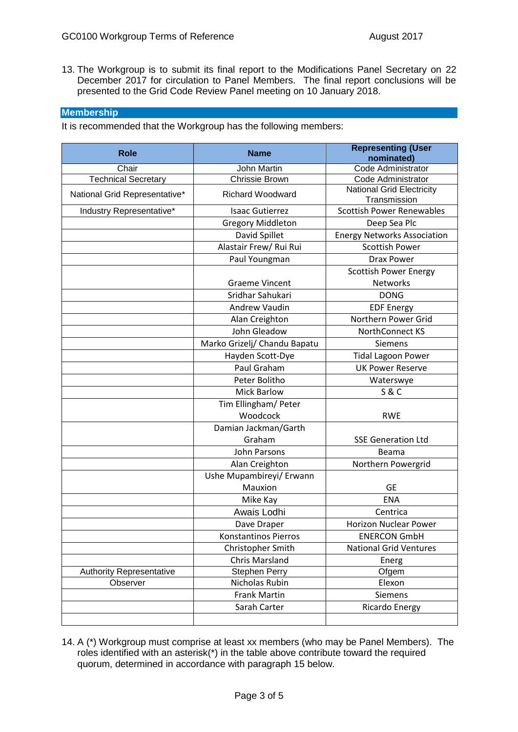13. The Workgroup is to submit its final report to the Modifications Panel Secretary on 22 December 2017 for circulation to Panel Members. The final report conclusions will be presented to the Grid Code Review Panel meeting on 10 January 2018.

## Membership

It is recommended that the Workgroup has the following members:

| Role | Name | Representing (User nominated) |
|---|---|---|
| Chair | John Martin | Code Administrator |
| Technical Secretary | Chrissie Brown | Code Administrator |
| National Grid Representative* | Richard Woodward | National Grid Electricity Transmission |
| Industry Representative* | Isaac Gutierrez | Scottish Power Renewables |
| | Gregory Middleton | Deep Sea Plc |
| | David Spillet | Energy Networks Association |
| | Alastair Frew/ Rui Rui | Scottish Power |
| | Paul Youngman | Drax Power |
| | Graeme Vincent | Scottish Power Energy Networks |
| | Sridhar Sahukari | DONG |
| | Andrew Vaudin | EDF Energy |
| | Alan Creighton | Northern Power Grid |
| | John Gleadow | NorthConnect KS |
| | Marko Grizelj/ Chandu Bapatu | Siemens |
| | Hayden Scott-Dye | Tidal Lagoon Power |
| | Paul Graham | UK Power Reserve |
| | Peter Bolitho | Waterswye |
| | Mick Barlow | S & C |
| | Tim Ellingham/ Peter Woodcock | RWE |
| | Damian Jackman/Garth Graham | SSE Generation Ltd |
| | John Parsons | Beama |
| | Alan Creighton | Northern Powergrid |
| | Ushe Mupambireyi/ Erwann Mauxion | GE |
| | Mike Kay | ENA |
| | Awais Lodhi | Centrica |
| | Dave Draper | Horizon Nuclear Power |
| | Konstantinos Pierros | ENERCON GmbH |
| | Christopher Smith | National Grid Ventures |
| | Chris Marsland | Energ |
| Authority Representative | Stephen Perry | Ofgem |
| Observer | Nicholas Rubin | Elexon |
| | Frank Martin | Siemens |
| | Sarah Carter | Ricardo Energy |
| | | |

14. A (*) Workgroup must comprise at least xx members (who may be Panel Members). The roles identified with an asterisk(*) in the table above contribute toward the required quorum, determined in accordance with paragraph 15 below.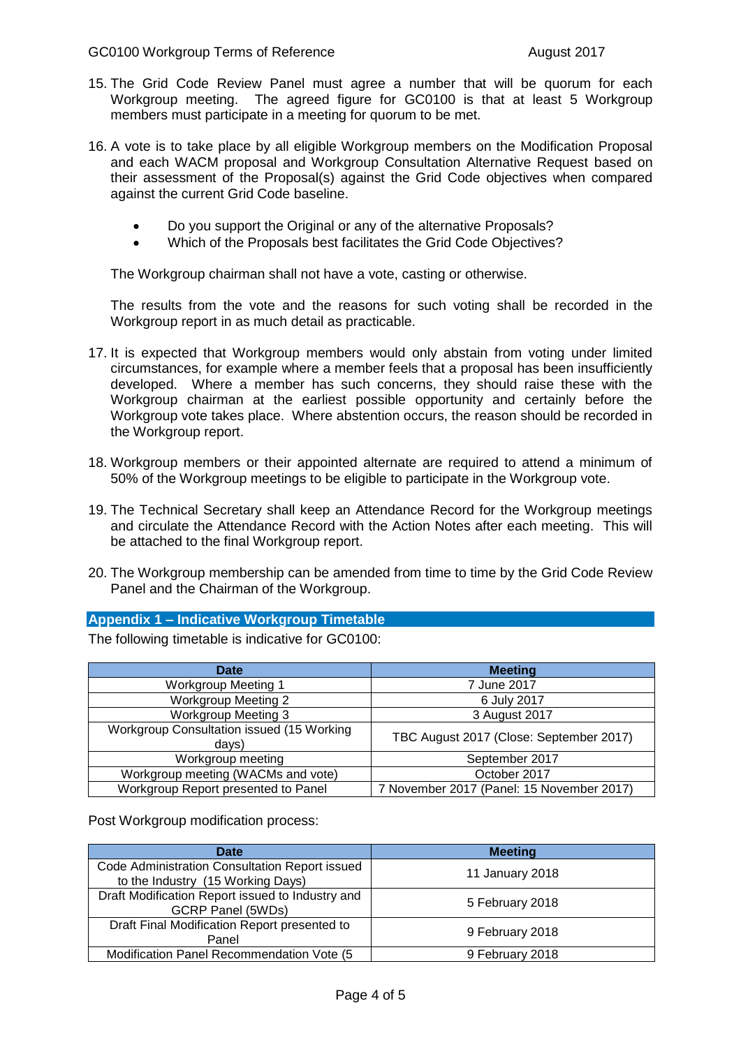15. The Grid Code Review Panel must agree a number that will be quorum for each Workgroup meeting. The agreed figure for GC0100 is that at least 5 Workgroup members must participate in a meeting for quorum to be met.

16. A vote is to take place by all eligible Workgroup members on the Modification Proposal and each WACM proposal and Workgroup Consultation Alternative Request based on their assessment of the Proposal(s) against the Grid Code objectives when compared against the current Grid Code baseline.

    - Do you support the Original or any of the alternative Proposals?
    - Which of the Proposals best facilitates the Grid Code Objectives?

    The Workgroup chairman shall not have a vote, casting or otherwise.

    The results from the vote and the reasons for such voting shall be recorded in the Workgroup report in as much detail as practicable.

17. It is expected that Workgroup members would only abstain from voting under limited circumstances, for example where a member feels that a proposal has been insufficiently developed. Where a member has such concerns, they should raise these with the Workgroup chairman at the earliest possible opportunity and certainly before the Workgroup vote takes place. Where abstention occurs, the reason should be recorded in the Workgroup report.

18. Workgroup members or their appointed alternate are required to attend a minimum of 50% of the Workgroup meetings to be eligible to participate in the Workgroup vote.

19. The Technical Secretary shall keep an Attendance Record for the Workgroup meetings and circulate the Attendance Record with the Action Notes after each meeting. This will be attached to the final Workgroup report.

20. The Workgroup membership can be amended from time to time by the Grid Code Review Panel and the Chairman of the Workgroup.

## Appendix 1 – Indicative Workgroup Timetable

The following timetable is indicative for GC0100:

| Date | Meeting |
|---|---|
| Workgroup Meeting 1 | 7 June 2017 |
| Workgroup Meeting 2 | 6 July 2017 |
| Workgroup Meeting 3 | 3 August 2017 |
| Workgroup Consultation issued (15 Working days) | TBC August 2017 (Close: September 2017) |
| Workgroup meeting | September 2017 |
| Workgroup meeting (WACMs and vote) | October 2017 |
| Workgroup Report presented to Panel | 7 November 2017 (Panel: 15 November 2017) |

Post Workgroup modification process:

| Date | Meeting |
|---|---|
| Code Administration Consultation Report issued to the Industry (15 Working Days) | 11 January 2018 |
| Draft Modification Report issued to Industry and GCRP Panel (5WDs) | 5 February 2018 |
| Draft Final Modification Report presented to Panel | 9 February 2018 |
| Modification Panel Recommendation Vote (5 | 9 February 2018 |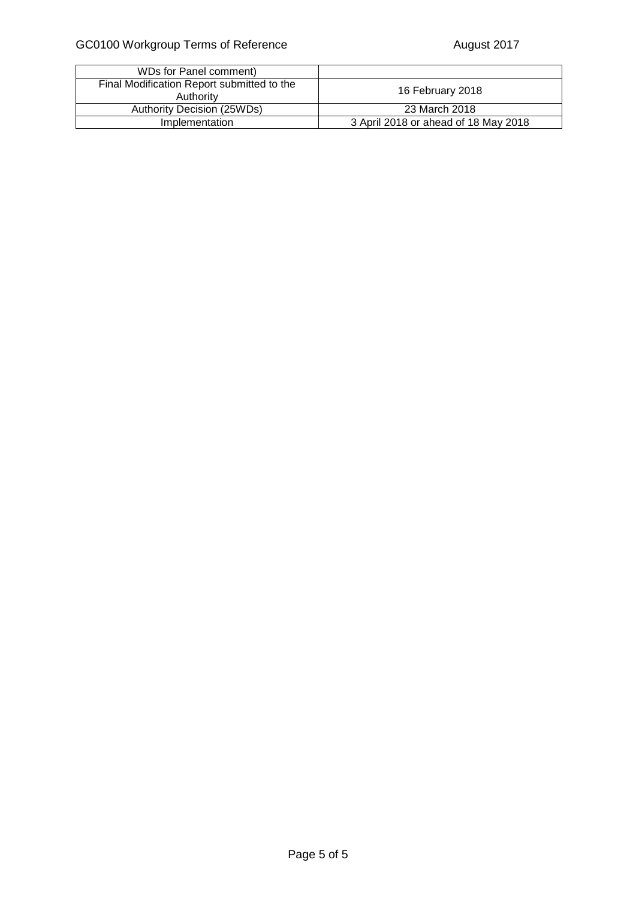| | |
|---|---|
| WDs for Panel comment) | |
| Final Modification Report submitted to the Authority | 16 February 2018 |
| Authority Decision (25WDs) | 23 March 2018 |
| Implementation | 3 April 2018 or ahead of 18 May 2018 |